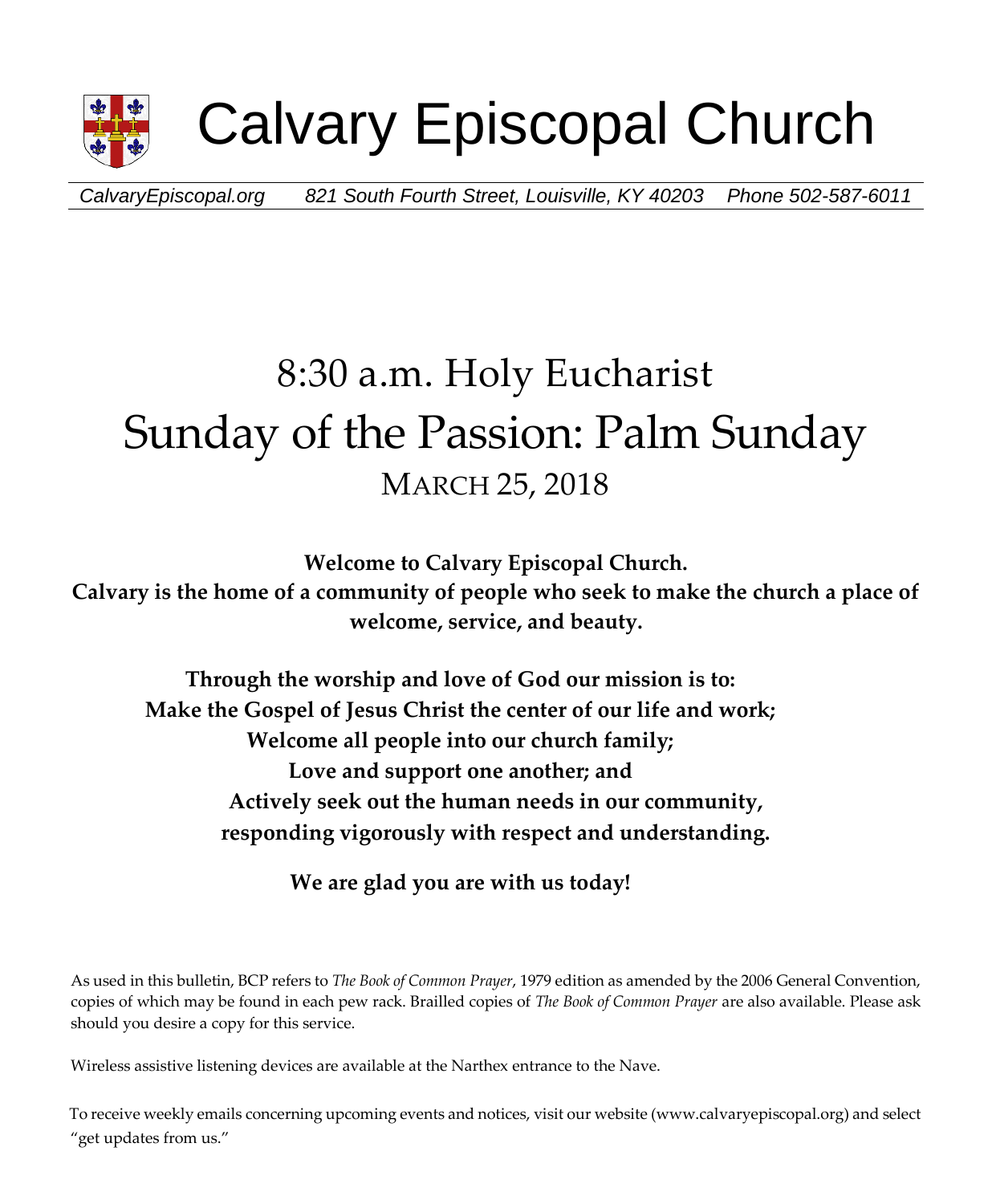# Calvary Episcopal Church

*CalvaryEpiscopal.org* *821 South Fourth Street, Louisville, KY 40203* *Phone 502-587-6011*

# 8:30 a.m. Holy Eucharist
# Sunday of the Passion: Palm Sunday
## MARCH 25, 2018

**Welcome to Calvary Episcopal Church.**
**Calvary is the home of a community of people who seek to make the church a place of welcome, service, and beauty.**

**Through the worship and love of God our mission is to:**
**Make the Gospel of Jesus Christ the center of our life and work;**
**Welcome all people into our church family;**
**Love and support one another; and**
**Actively seek out the human needs in our community, responding vigorously with respect and understanding.**

**We are glad you are with us today!**

As used in this bulletin, BCP refers to *The Book of Common Prayer*, 1979 edition as amended by the 2006 General Convention, copies of which may be found in each pew rack. Brailled copies of *The Book of Common Prayer* are also available. Please ask should you desire a copy for this service.

Wireless assistive listening devices are available at the Narthex entrance to the Nave.

To receive weekly emails concerning upcoming events and notices, visit our website (www.calvaryepiscopal.org) and select "get updates from us."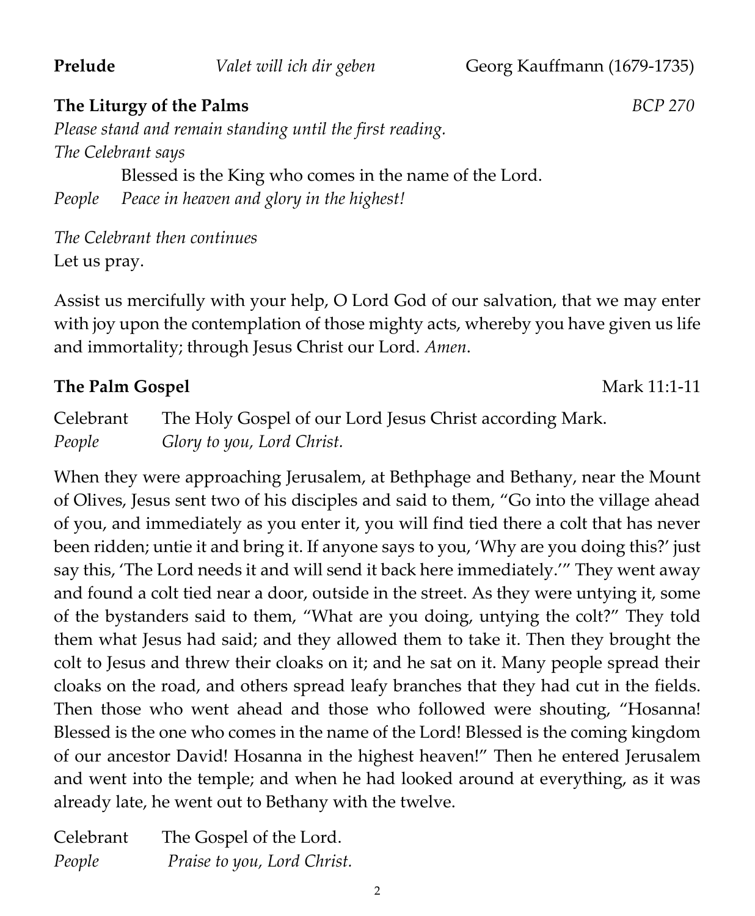**Prelude** *Valet will ich dir geben* Georg Kauffmann (1679-1735)

**The Liturgy of the Palms** *BCP 270*

*Please stand and remain standing until the first reading.*

*The Celebrant says*

Blessed is the King who comes in the name of the Lord.

*People* *Peace in heaven and glory in the highest!*

*The Celebrant then continues*

Let us pray.

Assist us mercifully with your help, O Lord God of our salvation, that we may enter with joy upon the contemplation of those mighty acts, whereby you have given us life and immortality; through Jesus Christ our Lord. *Amen*.

**The Palm Gospel** Mark 11:1-11

Celebrant The Holy Gospel of our Lord Jesus Christ according Mark.

*People* *Glory to you, Lord Christ.*

When they were approaching Jerusalem, at Bethphage and Bethany, near the Mount of Olives, Jesus sent two of his disciples and said to them, "Go into the village ahead of you, and immediately as you enter it, you will find tied there a colt that has never been ridden; untie it and bring it. If anyone says to you, 'Why are you doing this?' just say this, 'The Lord needs it and will send it back here immediately.'" They went away and found a colt tied near a door, outside in the street. As they were untying it, some of the bystanders said to them, "What are you doing, untying the colt?" They told them what Jesus had said; and they allowed them to take it. Then they brought the colt to Jesus and threw their cloaks on it; and he sat on it. Many people spread their cloaks on the road, and others spread leafy branches that they had cut in the fields. Then those who went ahead and those who followed were shouting, "Hosanna! Blessed is the one who comes in the name of the Lord! Blessed is the coming kingdom of our ancestor David! Hosanna in the highest heaven!" Then he entered Jerusalem and went into the temple; and when he had looked around at everything, as it was already late, he went out to Bethany with the twelve.

Celebrant The Gospel of the Lord.

*People* *Praise to you, Lord Christ.*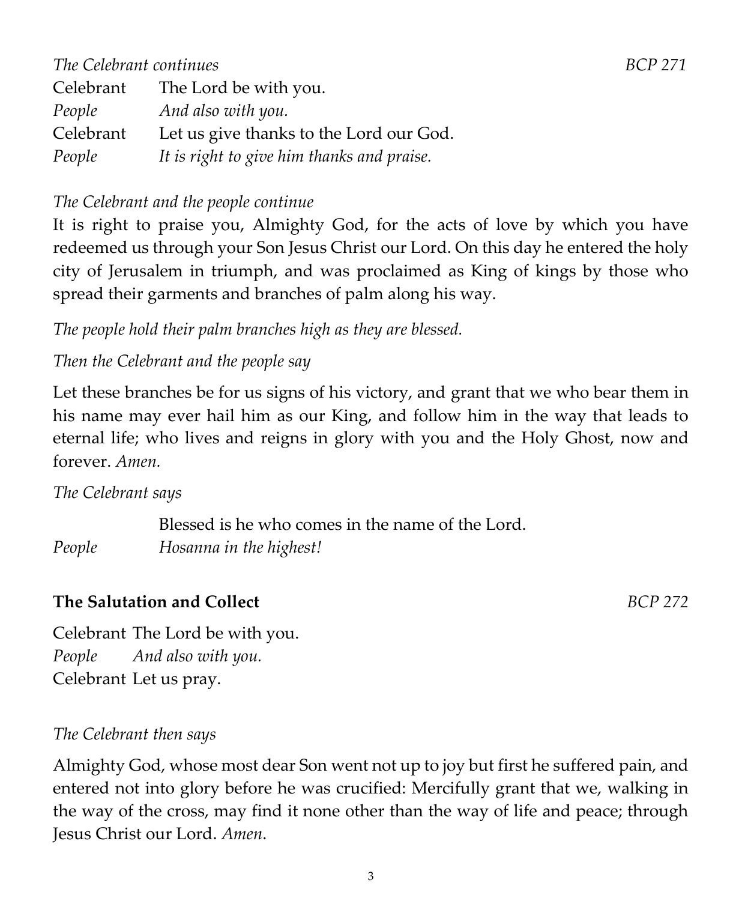*The Celebrant continues* BCP 271

Celebrant The Lord be with you.
*People And also with you.*
Celebrant Let us give thanks to the Lord our God.
*People It is right to give him thanks and praise.*

*The Celebrant and the people continue*

It is right to praise you, Almighty God, for the acts of love by which you have redeemed us through your Son Jesus Christ our Lord. On this day he entered the holy city of Jerusalem in triumph, and was proclaimed as King of kings by those who spread their garments and branches of palm along his way.

*The people hold their palm branches high as they are blessed.*

*Then the Celebrant and the people say*

Let these branches be for us signs of his victory, and grant that we who bear them in his name may ever hail him as our King, and follow him in the way that leads to eternal life; who lives and reigns in glory with you and the Holy Ghost, now and forever. *Amen.*

*The Celebrant says*

Blessed is he who comes in the name of the Lord.
*People Hosanna in the highest!*

**The Salutation and Collect** *BCP 272*

Celebrant The Lord be with you.
*People And also with you.*
Celebrant Let us pray.

*The Celebrant then says*

Almighty God, whose most dear Son went not up to joy but first he suffered pain, and entered not into glory before he was crucified: Mercifully grant that we, walking in the way of the cross, may find it none other than the way of life and peace; through Jesus Christ our Lord. *Amen*.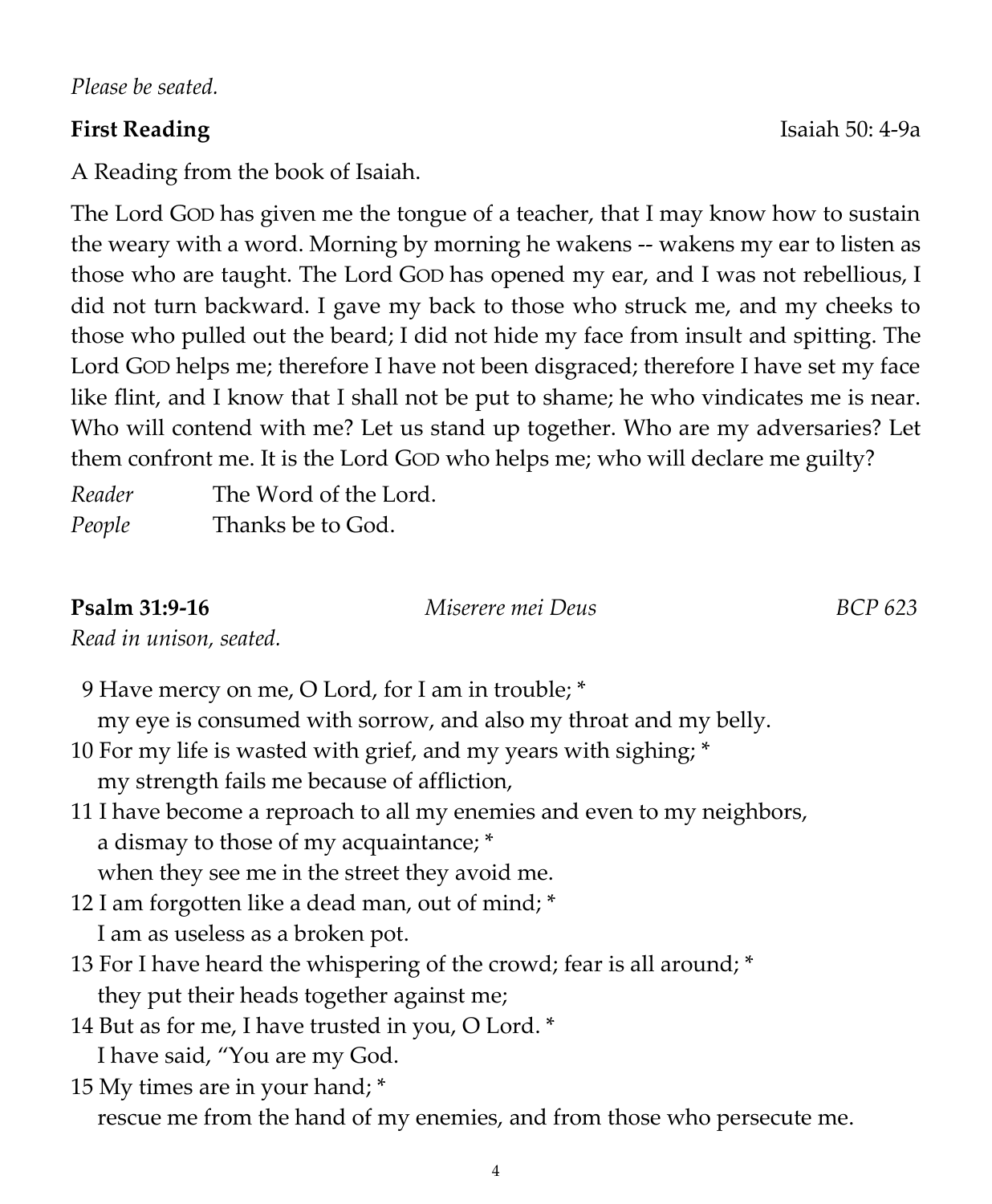*Please be seated.*

**First Reading** Isaiah 50: 4-9a

A Reading from the book of Isaiah.

The Lord GOD has given me the tongue of a teacher, that I may know how to sustain the weary with a word. Morning by morning he wakens -- wakens my ear to listen as those who are taught. The Lord GOD has opened my ear, and I was not rebellious, I did not turn backward. I gave my back to those who struck me, and my cheeks to those who pulled out the beard; I did not hide my face from insult and spitting. The Lord GOD helps me; therefore I have not been disgraced; therefore I have set my face like flint, and I know that I shall not be put to shame; he who vindicates me is near. Who will contend with me? Let us stand up together. Who are my adversaries? Let them confront me. It is the Lord GOD who helps me; who will declare me guilty?

*Reader* The Word of the Lord.
*People* Thanks be to God.

**Psalm 31:9-16** *Miserere mei Deus* *BCP 623*

*Read in unison, seated.*

9 Have mercy on me, O Lord, for I am in trouble; *
my eye is consumed with sorrow, and also my throat and my belly.
10 For my life is wasted with grief, and my years with sighing; *
my strength fails me because of affliction,
11 I have become a reproach to all my enemies and even to my neighbors,
a dismay to those of my acquaintance; *
when they see me in the street they avoid me.
12 I am forgotten like a dead man, out of mind; *
I am as useless as a broken pot.
13 For I have heard the whispering of the crowd; fear is all around; *
they put their heads together against me;
14 But as for me, I have trusted in you, O Lord. *
I have said, "You are my God.
15 My times are in your hand; *
rescue me from the hand of my enemies, and from those who persecute me.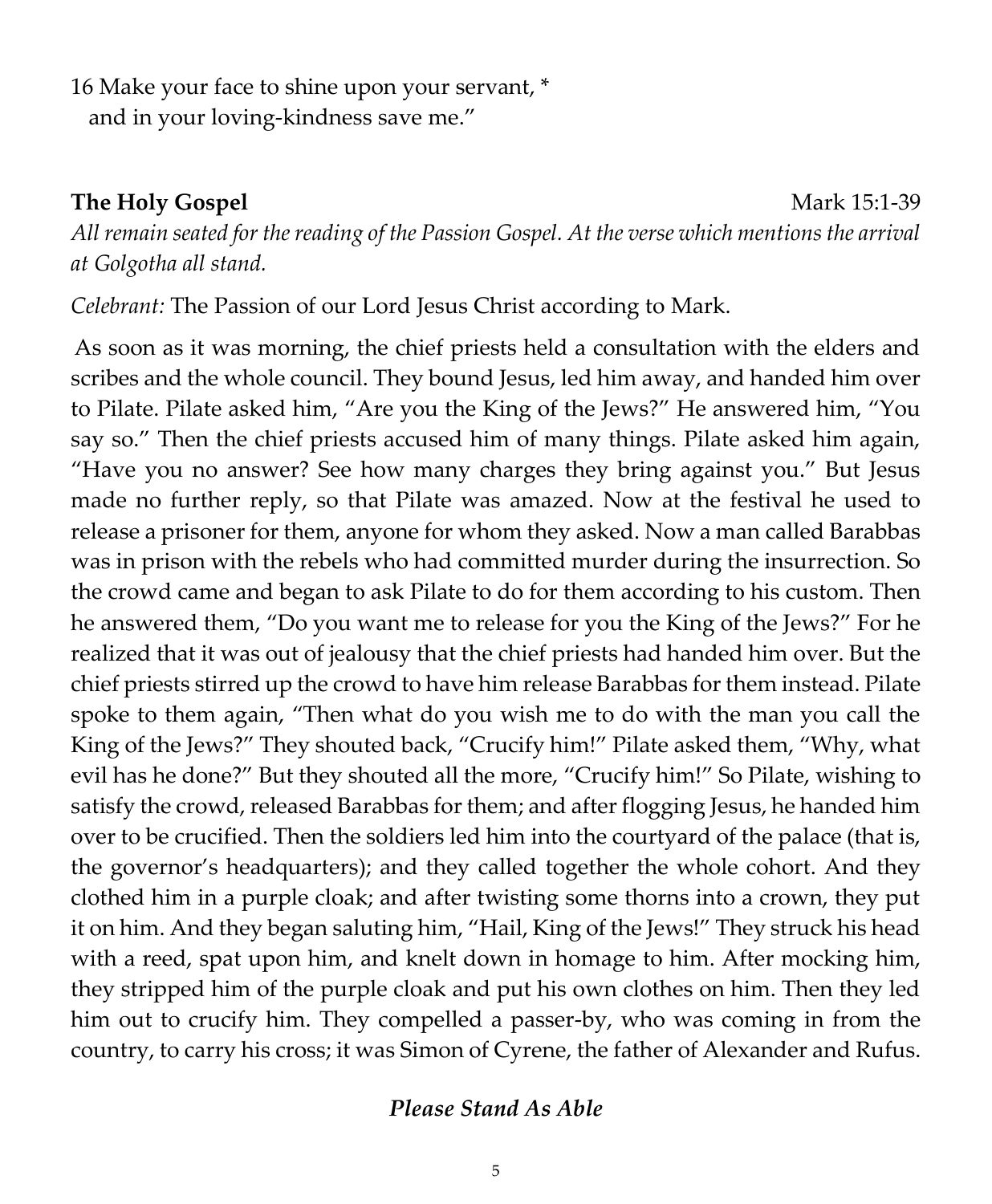16 Make your face to shine upon your servant, *
  and in your loving-kindness save me."

**The Holy Gospel** Mark 15:1-39

*All remain seated for the reading of the Passion Gospel. At the verse which mentions the arrival at Golgotha all stand.*

*Celebrant:* The Passion of our Lord Jesus Christ according to Mark.

As soon as it was morning, the chief priests held a consultation with the elders and scribes and the whole council. They bound Jesus, led him away, and handed him over to Pilate. Pilate asked him, "Are you the King of the Jews?" He answered him, "You say so." Then the chief priests accused him of many things. Pilate asked him again, "Have you no answer? See how many charges they bring against you." But Jesus made no further reply, so that Pilate was amazed. Now at the festival he used to release a prisoner for them, anyone for whom they asked. Now a man called Barabbas was in prison with the rebels who had committed murder during the insurrection. So the crowd came and began to ask Pilate to do for them according to his custom. Then he answered them, "Do you want me to release for you the King of the Jews?" For he realized that it was out of jealousy that the chief priests had handed him over. But the chief priests stirred up the crowd to have him release Barabbas for them instead. Pilate spoke to them again, "Then what do you wish me to do with the man you call the King of the Jews?" They shouted back, "Crucify him!" Pilate asked them, "Why, what evil has he done?" But they shouted all the more, "Crucify him!" So Pilate, wishing to satisfy the crowd, released Barabbas for them; and after flogging Jesus, he handed him over to be crucified. Then the soldiers led him into the courtyard of the palace (that is, the governor's headquarters); and they called together the whole cohort. And they clothed him in a purple cloak; and after twisting some thorns into a crown, they put it on him. And they began saluting him, "Hail, King of the Jews!" They struck his head with a reed, spat upon him, and knelt down in homage to him. After mocking him, they stripped him of the purple cloak and put his own clothes on him. Then they led him out to crucify him. They compelled a passer-by, who was coming in from the country, to carry his cross; it was Simon of Cyrene, the father of Alexander and Rufus.

***Please Stand As Able***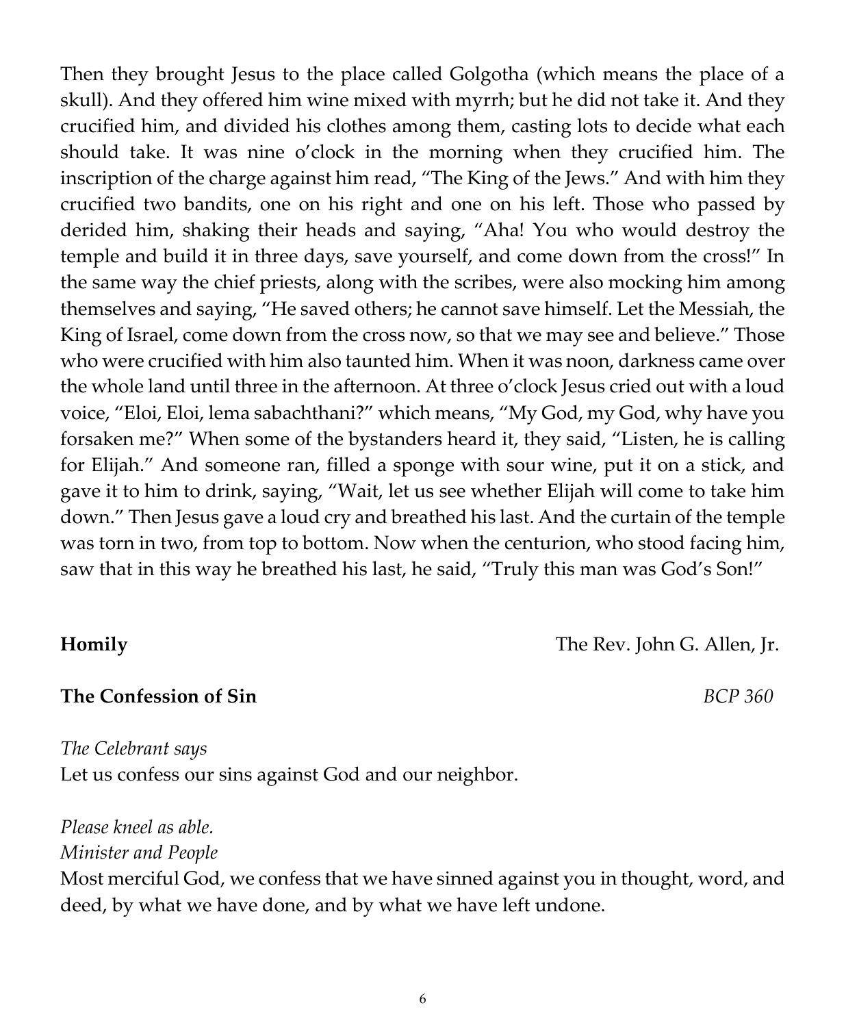Then they brought Jesus to the place called Golgotha (which means the place of a skull). And they offered him wine mixed with myrrh; but he did not take it. And they crucified him, and divided his clothes among them, casting lots to decide what each should take. It was nine o'clock in the morning when they crucified him. The inscription of the charge against him read, "The King of the Jews." And with him they crucified two bandits, one on his right and one on his left. Those who passed by derided him, shaking their heads and saying, "Aha! You who would destroy the temple and build it in three days, save yourself, and come down from the cross!" In the same way the chief priests, along with the scribes, were also mocking him among themselves and saying, "He saved others; he cannot save himself. Let the Messiah, the King of Israel, come down from the cross now, so that we may see and believe." Those who were crucified with him also taunted him. When it was noon, darkness came over the whole land until three in the afternoon. At three o'clock Jesus cried out with a loud voice, "Eloi, Eloi, lema sabachthani?" which means, "My God, my God, why have you forsaken me?" When some of the bystanders heard it, they said, "Listen, he is calling for Elijah." And someone ran, filled a sponge with sour wine, put it on a stick, and gave it to him to drink, saying, "Wait, let us see whether Elijah will come to take him down." Then Jesus gave a loud cry and breathed his last. And the curtain of the temple was torn in two, from top to bottom. Now when the centurion, who stood facing him, saw that in this way he breathed his last, he said, "Truly this man was God's Son!"

**Homily** The Rev. John G. Allen, Jr.

**The Confession of Sin** *BCP 360*

*The Celebrant says*
Let us confess our sins against God and our neighbor.

*Please kneel as able.*
*Minister and People*
Most merciful God, we confess that we have sinned against you in thought, word, and deed, by what we have done, and by what we have left undone.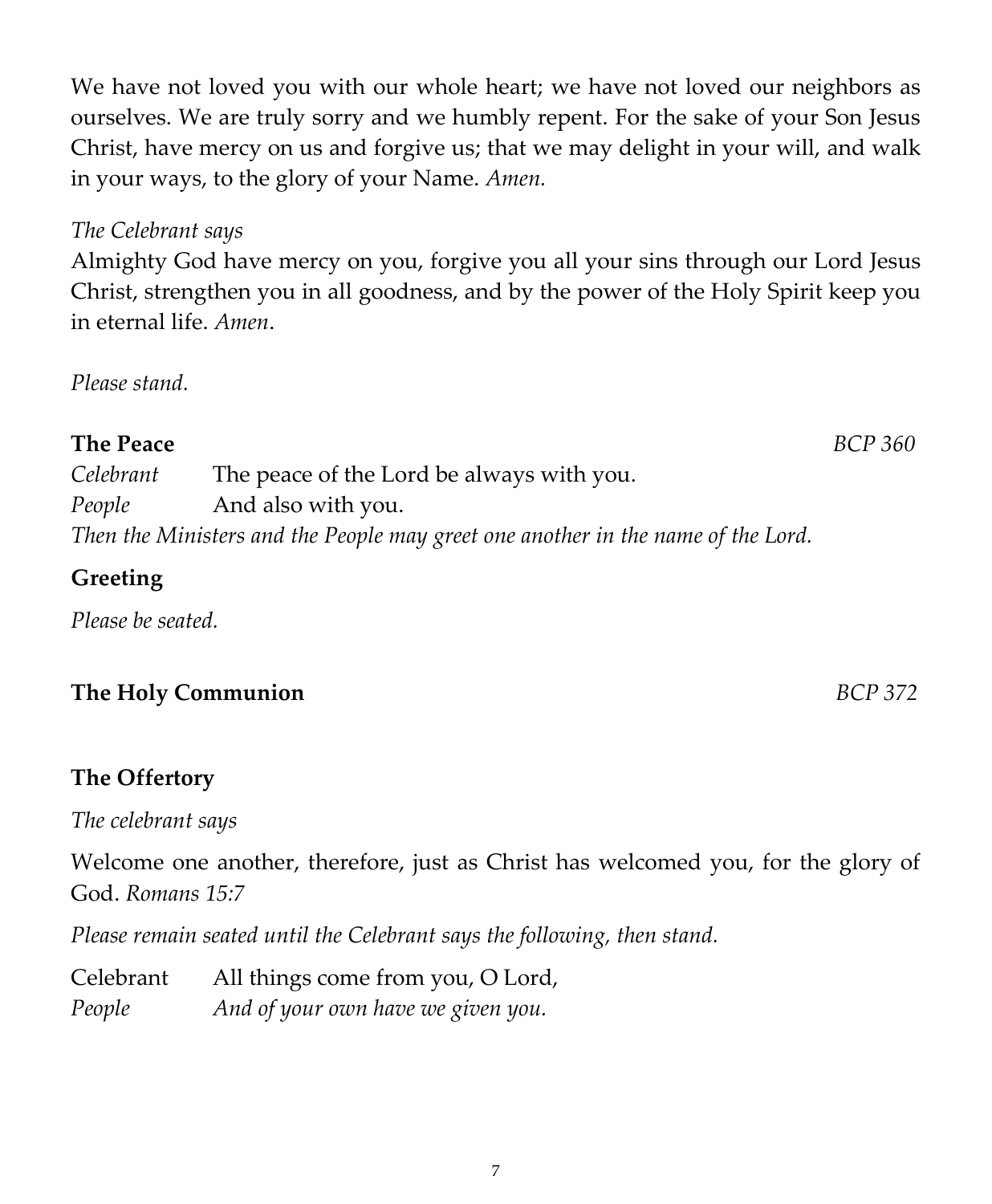We have not loved you with our whole heart; we have not loved our neighbors as ourselves. We are truly sorry and we humbly repent. For the sake of your Son Jesus Christ, have mercy on us and forgive us; that we may delight in your will, and walk in your ways, to the glory of your Name. *Amen.*

*The Celebrant says*

Almighty God have mercy on you, forgive you all your sins through our Lord Jesus Christ, strengthen you in all goodness, and by the power of the Holy Spirit keep you in eternal life. *Amen*.

*Please stand.*

**The Peace** *BCP 360*

*Celebrant* The peace of the Lord be always with you.
*People* And also with you.
*Then the Ministers and the People may greet one another in the name of the Lord.*

**Greeting**

*Please be seated.*

**The Holy Communion** *BCP 372*

**The Offertory**

*The celebrant says*

Welcome one another, therefore, just as Christ has welcomed you, for the glory of God. *Romans 15:7*

*Please remain seated until the Celebrant says the following, then stand.*

Celebrant All things come from you, O Lord,
*People* *And of your own have we given you.*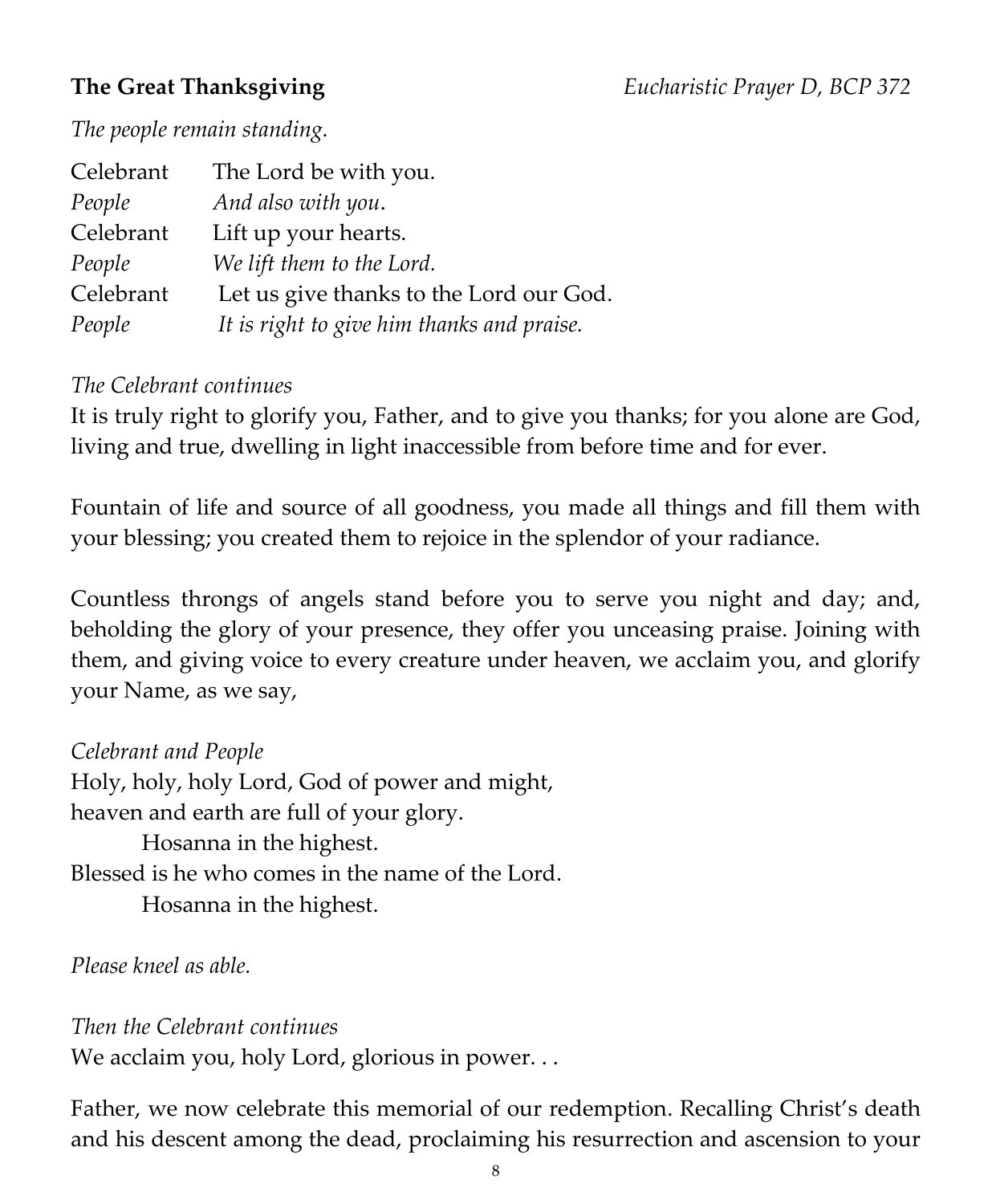**The Great Thanksgiving** *Eucharistic Prayer D, BCP 372*

*The people remain standing.*

| | |
|---|---|
| Celebrant | The Lord be with you. |
| *People* | *And also with you.* |
| Celebrant | Lift up your hearts. |
| *People* | *We lift them to the Lord.* |
| Celebrant | Let us give thanks to the Lord our God. |
| *People* | *It is right to give him thanks and praise.* |

*The Celebrant continues*

It is truly right to glorify you, Father, and to give you thanks; for you alone are God, living and true, dwelling in light inaccessible from before time and for ever.

Fountain of life and source of all goodness, you made all things and fill them with your blessing; you created them to rejoice in the splendor of your radiance.

Countless throngs of angels stand before you to serve you night and day; and, beholding the glory of your presence, they offer you unceasing praise. Joining with them, and giving voice to every creature under heaven, we acclaim you, and glorify your Name, as we say,

*Celebrant and People*

Holy, holy, holy Lord, God of power and might,  
heaven and earth are full of your glory.  
    Hosanna in the highest.  
Blessed is he who comes in the name of the Lord.  
    Hosanna in the highest.

*Please kneel as able.*

*Then the Celebrant continues*

We acclaim you, holy Lord, glorious in power. . .

Father, we now celebrate this memorial of our redemption. Recalling Christ's death and his descent among the dead, proclaiming his resurrection and ascension to your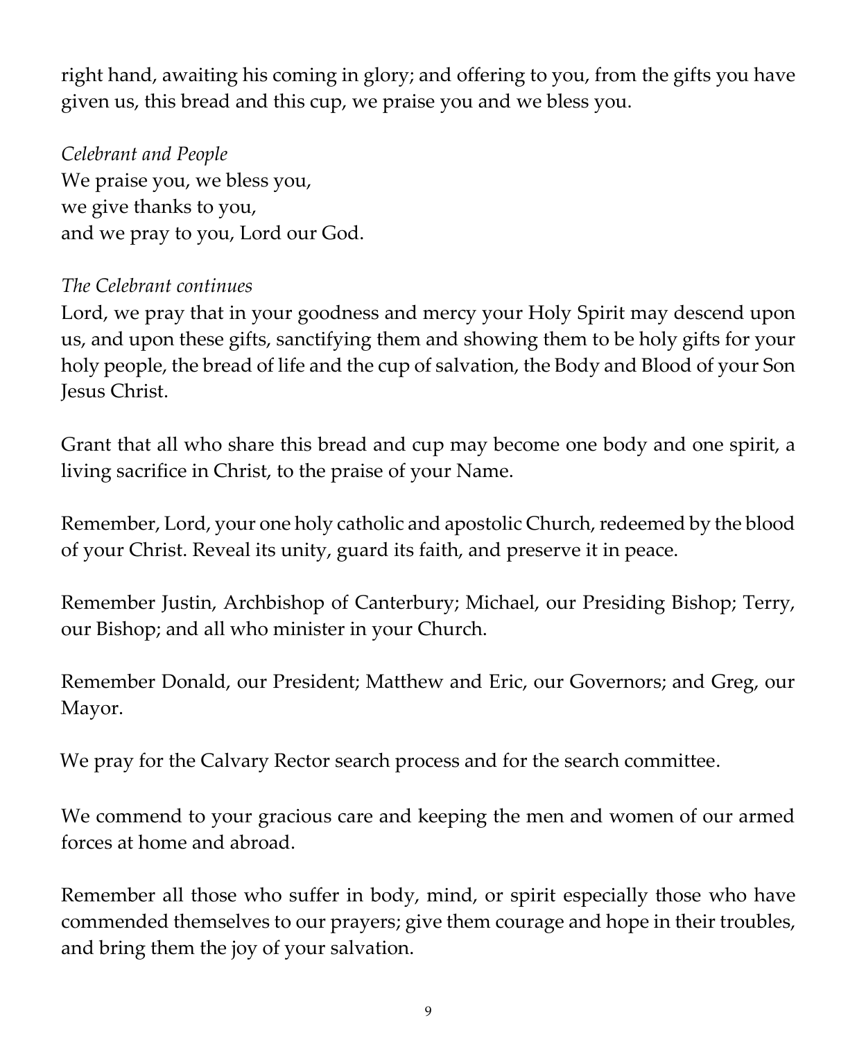right hand, awaiting his coming in glory; and offering to you, from the gifts you have given us, this bread and this cup, we praise you and we bless you.

*Celebrant and People*
We praise you, we bless you,
we give thanks to you,
and we pray to you, Lord our God.

*The Celebrant continues*
Lord, we pray that in your goodness and mercy your Holy Spirit may descend upon us, and upon these gifts, sanctifying them and showing them to be holy gifts for your holy people, the bread of life and the cup of salvation, the Body and Blood of your Son Jesus Christ.

Grant that all who share this bread and cup may become one body and one spirit, a living sacrifice in Christ, to the praise of your Name.

Remember, Lord, your one holy catholic and apostolic Church, redeemed by the blood of your Christ. Reveal its unity, guard its faith, and preserve it in peace.

Remember Justin, Archbishop of Canterbury; Michael, our Presiding Bishop; Terry, our Bishop; and all who minister in your Church.

Remember Donald, our President; Matthew and Eric, our Governors; and Greg, our Mayor.

We pray for the Calvary Rector search process and for the search committee.

We commend to your gracious care and keeping the men and women of our armed forces at home and abroad.

Remember all those who suffer in body, mind, or spirit especially those who have commended themselves to our prayers; give them courage and hope in their troubles, and bring them the joy of your salvation.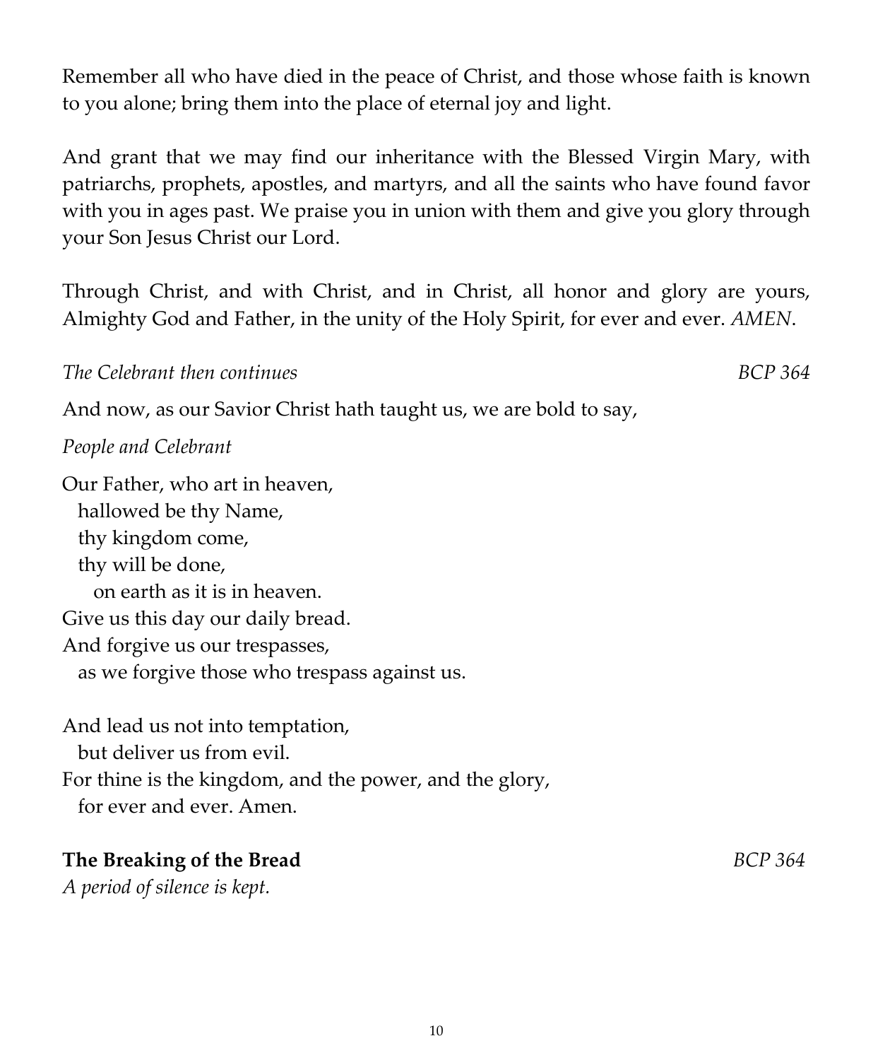Remember all who have died in the peace of Christ, and those whose faith is known to you alone; bring them into the place of eternal joy and light.

And grant that we may find our inheritance with the Blessed Virgin Mary, with patriarchs, prophets, apostles, and martyrs, and all the saints who have found favor with you in ages past. We praise you in union with them and give you glory through your Son Jesus Christ our Lord.

Through Christ, and with Christ, and in Christ, all honor and glory are yours, Almighty God and Father, in the unity of the Holy Spirit, for ever and ever. *AMEN*.

*The Celebrant then continues* *BCP 364*

And now, as our Savior Christ hath taught us, we are bold to say,

*People and Celebrant*

Our Father, who art in heaven,
  hallowed be thy Name,
  thy kingdom come,
  thy will be done,
    on earth as it is in heaven.
Give us this day our daily bread.
And forgive us our trespasses,
  as we forgive those who trespass against us.

And lead us not into temptation,
  but deliver us from evil.
For thine is the kingdom, and the power, and the glory,
  for ever and ever. Amen.

**The Breaking of the Bread** *BCP 364*

*A period of silence is kept.*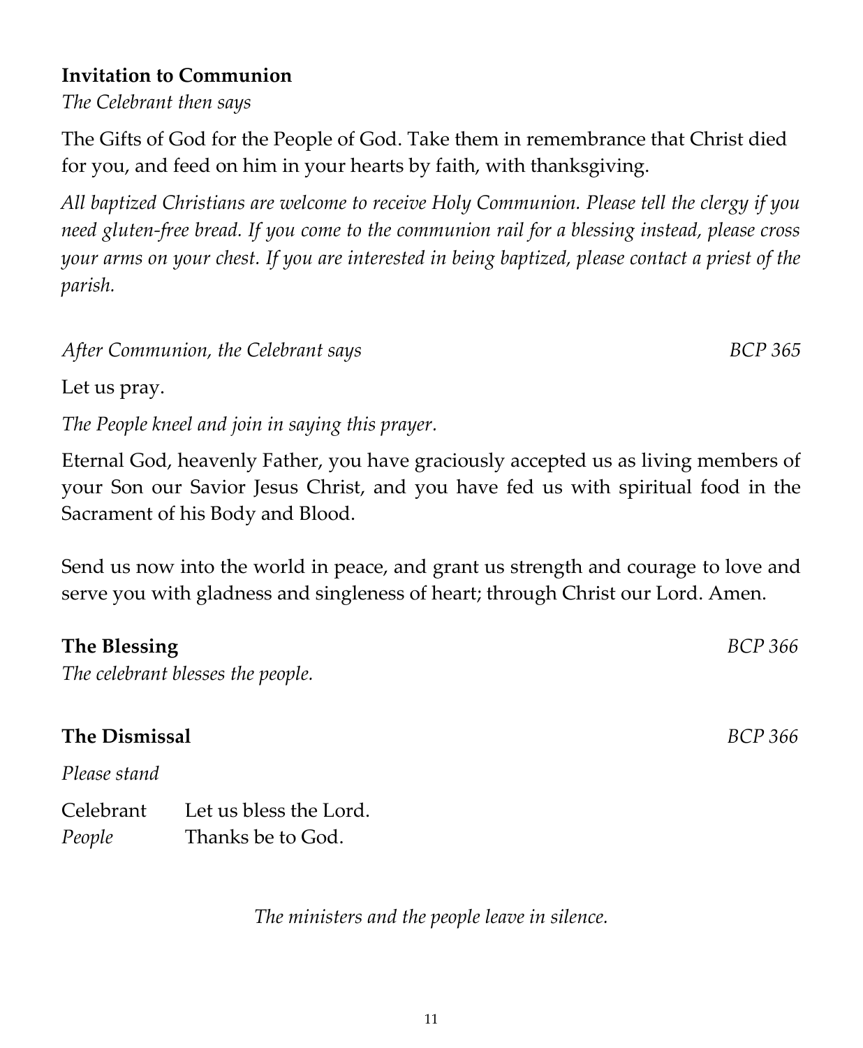**Invitation to Communion**

*The Celebrant then says*

The Gifts of God for the People of God. Take them in remembrance that Christ died for you, and feed on him in your hearts by faith, with thanksgiving.

*All baptized Christians are welcome to receive Holy Communion. Please tell the clergy if you need gluten-free bread. If you come to the communion rail for a blessing instead, please cross your arms on your chest. If you are interested in being baptized, please contact a priest of the parish.*

*After Communion, the Celebrant says* *BCP 365*

Let us pray.

*The People kneel and join in saying this prayer.*

Eternal God, heavenly Father, you have graciously accepted us as living members of your Son our Savior Jesus Christ, and you have fed us with spiritual food in the Sacrament of his Body and Blood.

Send us now into the world in peace, and grant us strength and courage to love and serve you with gladness and singleness of heart; through Christ our Lord. Amen.

**The Blessing** *BCP 366*

*The celebrant blesses the people.*

**The Dismissal** *BCP 366*

*Please stand*

Celebrant Let us bless the Lord.
*People* Thanks be to God.

*The ministers and the people leave in silence.*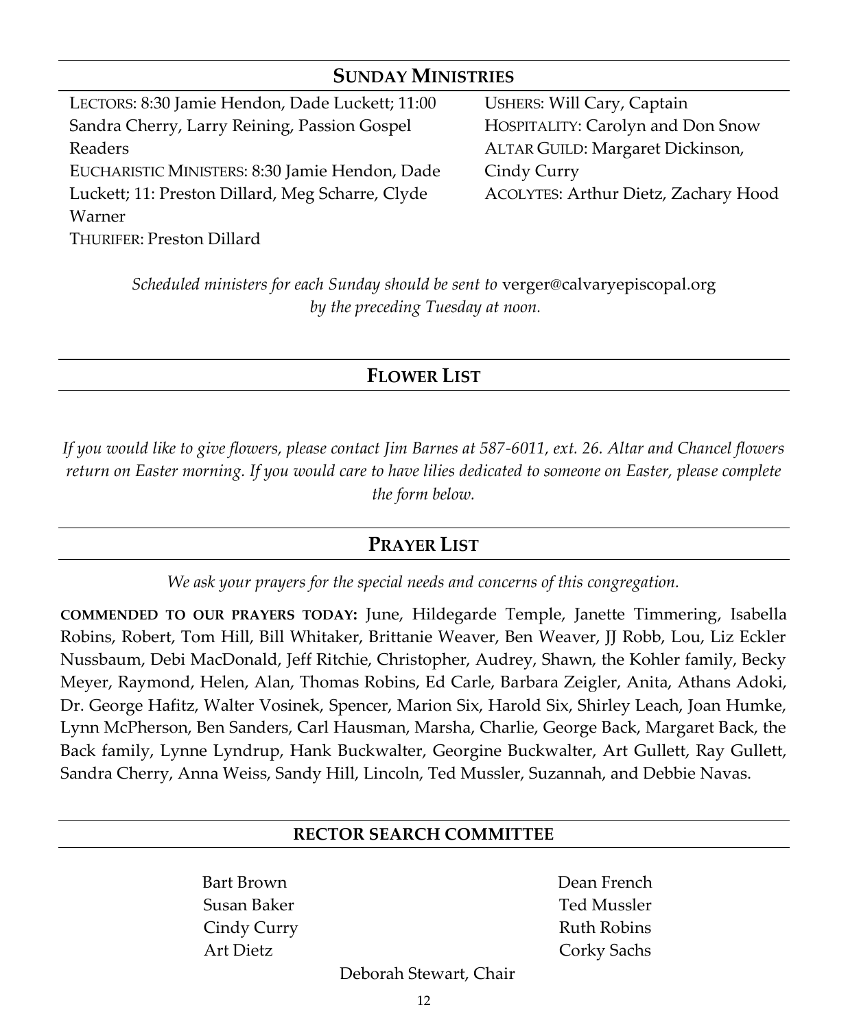## SUNDAY MINISTRIES

LECTORS: 8:30 Jamie Hendon, Dade Luckett; 11:00 Sandra Cherry, Larry Reining, Passion Gospel Readers
EUCHARISTIC MINISTERS: 8:30 Jamie Hendon, Dade Luckett; 11: Preston Dillard, Meg Scharre, Clyde Warner
THURIFER: Preston Dillard

USHERS: Will Cary, Captain
HOSPITALITY: Carolyn and Don Snow
ALTAR GUILD: Margaret Dickinson, Cindy Curry
ACOLYTES: Arthur Dietz, Zachary Hood

*Scheduled ministers for each Sunday should be sent to* verger@calvaryepiscopal.org *by the preceding Tuesday at noon.*

## FLOWER LIST

*If you would like to give flowers, please contact Jim Barnes at 587-6011, ext. 26. Altar and Chancel flowers return on Easter morning. If you would care to have lilies dedicated to someone on Easter, please complete the form below.*

## PRAYER LIST

*We ask your prayers for the special needs and concerns of this congregation.*

**COMMENDED TO OUR PRAYERS TODAY:** June, Hildegarde Temple, Janette Timmering, Isabella Robins, Robert, Tom Hill, Bill Whitaker, Brittanie Weaver, Ben Weaver, JJ Robb, Lou, Liz Eckler Nussbaum, Debi MacDonald, Jeff Ritchie, Christopher, Audrey, Shawn, the Kohler family, Becky Meyer, Raymond, Helen, Alan, Thomas Robins, Ed Carle, Barbara Zeigler, Anita, Athans Adoki, Dr. George Hafitz, Walter Vosinek, Spencer, Marion Six, Harold Six, Shirley Leach, Joan Humke, Lynn McPherson, Ben Sanders, Carl Hausman, Marsha, Charlie, George Back, Margaret Back, the Back family, Lynne Lyndrup, Hank Buckwalter, Georgine Buckwalter, Art Gullett, Ray Gullett, Sandra Cherry, Anna Weiss, Sandy Hill, Lincoln, Ted Mussler, Suzannah, and Debbie Navas.

## RECTOR SEARCH COMMITTEE

Bart Brown
Susan Baker
Cindy Curry
Art Dietz

Dean French
Ted Mussler
Ruth Robins
Corky Sachs

Deborah Stewart, Chair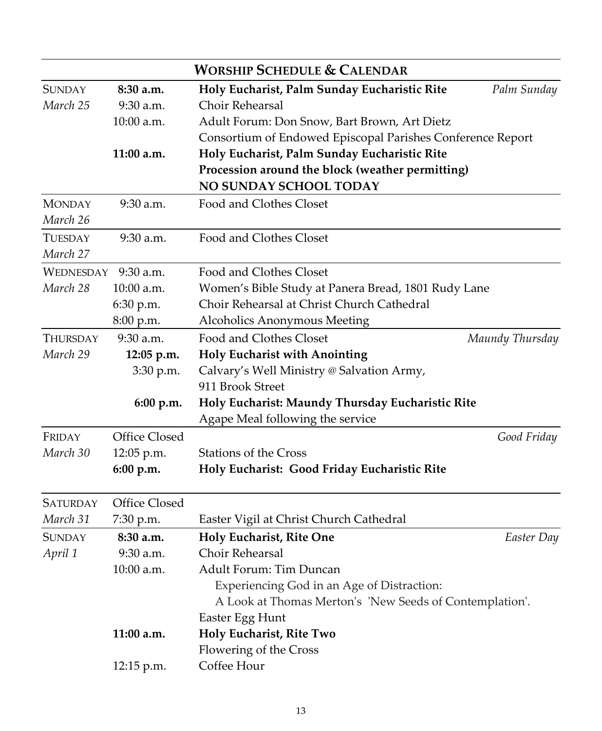## WORSHIP SCHEDULE & CALENDAR

| Day | Time | Event | Observance |
|---|---|---|---|
| SUNDAY | **8:30 a.m.** | **Holy Eucharist, Palm Sunday Eucharistic Rite** | *Palm Sunday* |
| *March 25* | 9:30 a.m. | Choir Rehearsal | |
| | 10:00 a.m. | Adult Forum: Don Snow, Bart Brown, Art Dietz | |
| | | Consortium of Endowed Episcopal Parishes Conference Report | |
| | **11:00 a.m.** | **Holy Eucharist, Palm Sunday Eucharistic Rite** | |
| | | **Procession around the block (weather permitting)** | |
| | | **NO SUNDAY SCHOOL TODAY** | |
| MONDAY | 9:30 a.m. | Food and Clothes Closet | |
| *March 26* | | | |
| TUESDAY | 9:30 a.m. | Food and Clothes Closet | |
| *March 27* | | | |
| WEDNESDAY | 9:30 a.m. | Food and Clothes Closet | |
| *March 28* | 10:00 a.m. | Women's Bible Study at Panera Bread, 1801 Rudy Lane | |
| | 6:30 p.m. | Choir Rehearsal at Christ Church Cathedral | |
| | 8:00 p.m. | Alcoholics Anonymous Meeting | |
| THURSDAY | 9:30 a.m. | Food and Clothes Closet | *Maundy Thursday* |
| *March 29* | **12:05 p.m.** | **Holy Eucharist with Anointing** | |
| | 3:30 p.m. | Calvary's Well Ministry @ Salvation Army, 911 Brook Street | |
| | **6:00 p.m.** | **Holy Eucharist: Maundy Thursday Eucharistic Rite** | |
| | | Agape Meal following the service | |
| FRIDAY | Office Closed | | *Good Friday* |
| *March 30* | 12:05 p.m. | Stations of the Cross | |
| | **6:00 p.m.** | **Holy Eucharist: Good Friday Eucharistic Rite** | |
| SATURDAY | Office Closed | | |
| *March 31* | 7:30 p.m. | Easter Vigil at Christ Church Cathedral | |
| SUNDAY | **8:30 a.m.** | **Holy Eucharist, Rite One** | *Easter Day* |
| *April 1* | 9:30 a.m. | Choir Rehearsal | |
| | 10:00 a.m. | Adult Forum: Tim Duncan | |
| | | Experiencing God in an Age of Distraction: A Look at Thomas Merton's 'New Seeds of Contemplation'. | |
| | | Easter Egg Hunt | |
| | **11:00 a.m.** | **Holy Eucharist, Rite Two** | |
| | | Flowering of the Cross | |
| | 12:15 p.m. | Coffee Hour | |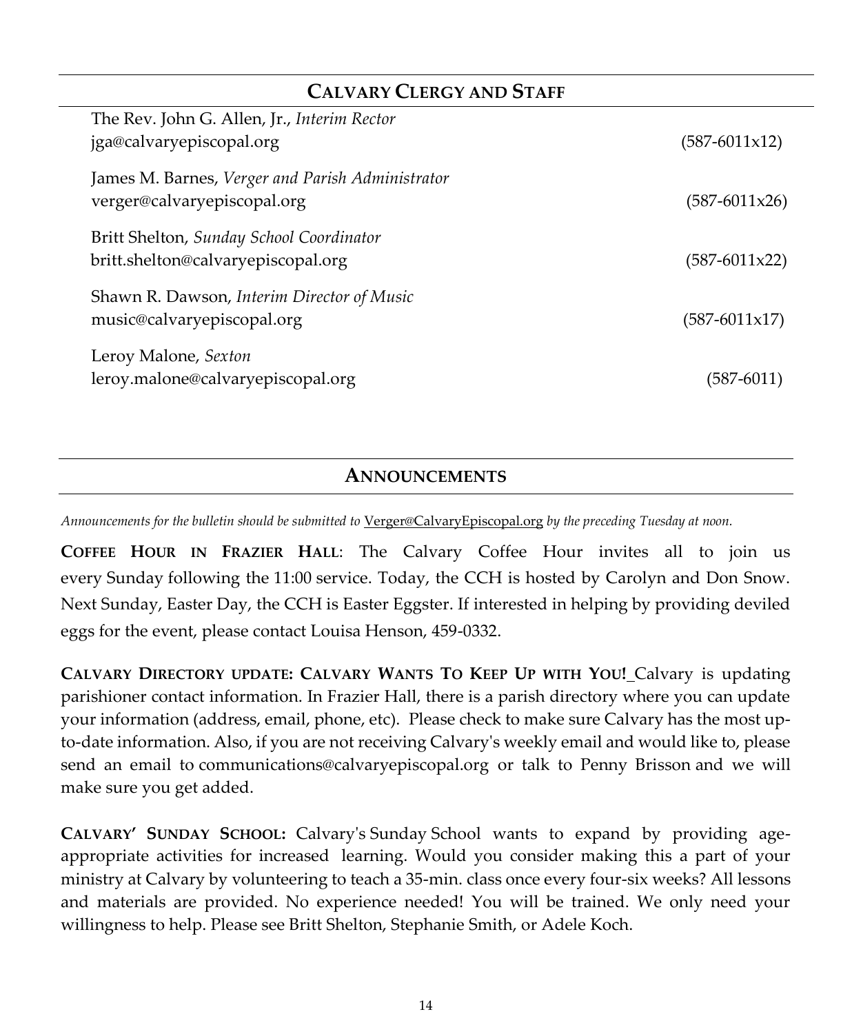## Calvary Clergy and Staff

The Rev. John G. Allen, Jr., *Interim Rector*
jga@calvaryepiscopal.org (587-6011x12)

James M. Barnes, *Verger and Parish Administrator*
verger@calvaryepiscopal.org (587-6011x26)

Britt Shelton, *Sunday School Coordinator*
britt.shelton@calvaryepiscopal.org (587-6011x22)

Shawn R. Dawson, *Interim Director of Music*
music@calvaryepiscopal.org (587-6011x17)

Leroy Malone, *Sexton*
leroy.malone@calvaryepiscopal.org (587-6011)

## Announcements

*Announcements for the bulletin should be submitted to* Verger@CalvaryEpiscopal.org *by the preceding Tuesday at noon.*

**Coffee Hour in Frazier Hall**: The Calvary Coffee Hour invites all to join us every Sunday following the 11:00 service. Today, the CCH is hosted by Carolyn and Don Snow. Next Sunday, Easter Day, the CCH is Easter Eggster. If interested in helping by providing deviled eggs for the event, please contact Louisa Henson, 459-0332.

**Calvary Directory update: Calvary Wants To Keep Up with You!** Calvary is updating parishioner contact information. In Frazier Hall, there is a parish directory where you can update your information (address, email, phone, etc). Please check to make sure Calvary has the most up-to-date information. Also, if you are not receiving Calvary's weekly email and would like to, please send an email to communications@calvaryepiscopal.org or talk to Penny Brisson and we will make sure you get added.

**Calvary' Sunday School:** Calvary's Sunday School wants to expand by providing age-appropriate activities for increased learning. Would you consider making this a part of your ministry at Calvary by volunteering to teach a 35-min. class once every four-six weeks? All lessons and materials are provided. No experience needed! You will be trained. We only need your willingness to help. Please see Britt Shelton, Stephanie Smith, or Adele Koch.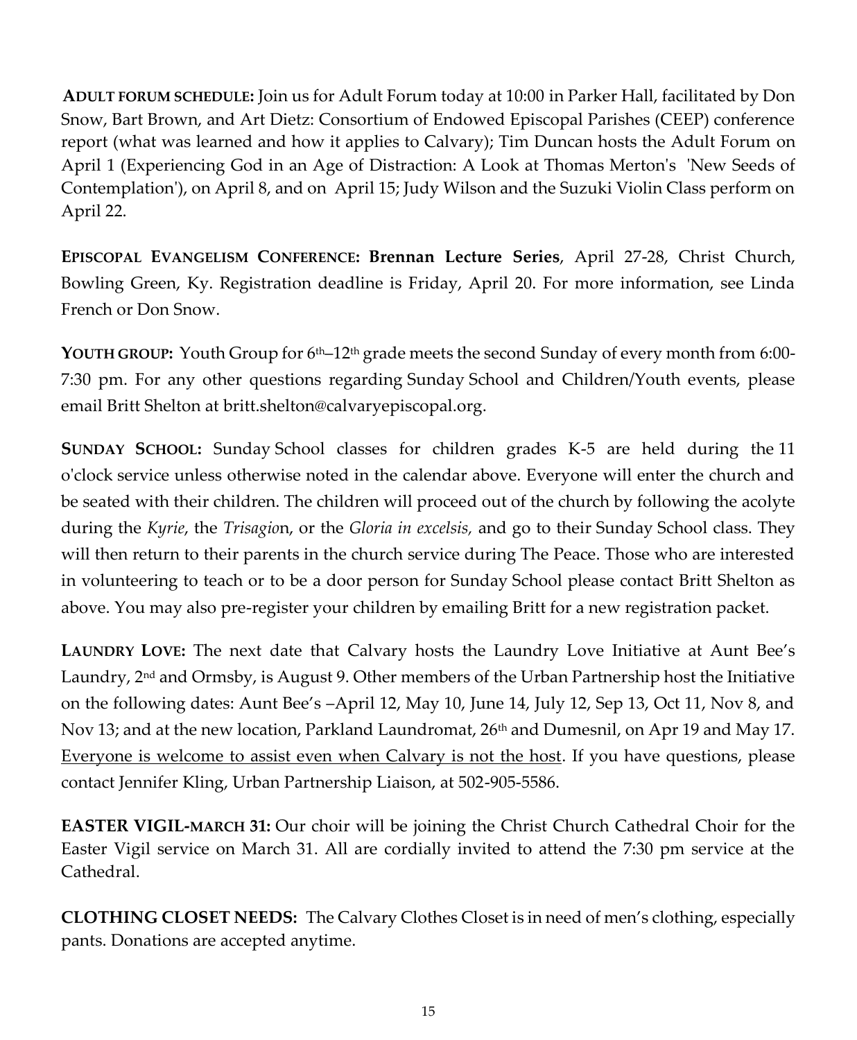**ADULT FORUM SCHEDULE:** Join us for Adult Forum today at 10:00 in Parker Hall, facilitated by Don Snow, Bart Brown, and Art Dietz: Consortium of Endowed Episcopal Parishes (CEEP) conference report (what was learned and how it applies to Calvary); Tim Duncan hosts the Adult Forum on April 1 (Experiencing God in an Age of Distraction: A Look at Thomas Merton's 'New Seeds of Contemplation'), on April 8, and on April 15; Judy Wilson and the Suzuki Violin Class perform on April 22.

**EPISCOPAL EVANGELISM CONFERENCE: Brennan Lecture Series**, April 27-28, Christ Church, Bowling Green, Ky. Registration deadline is Friday, April 20. For more information, see Linda French or Don Snow.

**YOUTH GROUP:** Youth Group for 6th–12th grade meets the second Sunday of every month from 6:00-7:30 pm. For any other questions regarding Sunday School and Children/Youth events, please email Britt Shelton at britt.shelton@calvaryepiscopal.org.

**SUNDAY SCHOOL:** Sunday School classes for children grades K-5 are held during the 11 o'clock service unless otherwise noted in the calendar above. Everyone will enter the church and be seated with their children. The children will proceed out of the church by following the acolyte during the *Kyrie*, the *Trisagio*n, or the *Gloria in excelsis,* and go to their Sunday School class. They will then return to their parents in the church service during The Peace. Those who are interested in volunteering to teach or to be a door person for Sunday School please contact Britt Shelton as above. You may also pre-register your children by emailing Britt for a new registration packet.

**LAUNDRY LOVE:** The next date that Calvary hosts the Laundry Love Initiative at Aunt Bee's Laundry, 2nd and Ormsby, is August 9. Other members of the Urban Partnership host the Initiative on the following dates: Aunt Bee's –April 12, May 10, June 14, July 12, Sep 13, Oct 11, Nov 8, and Nov 13; and at the new location, Parkland Laundromat, 26th and Dumesnil, on Apr 19 and May 17. <u>Everyone is welcome to assist even when Calvary is not the host</u>. If you have questions, please contact Jennifer Kling, Urban Partnership Liaison, at 502-905-5586.

**EASTER VIGIL-MARCH 31:** Our choir will be joining the Christ Church Cathedral Choir for the Easter Vigil service on March 31. All are cordially invited to attend the 7:30 pm service at the Cathedral.

**CLOTHING CLOSET NEEDS:** The Calvary Clothes Closet is in need of men's clothing, especially pants. Donations are accepted anytime.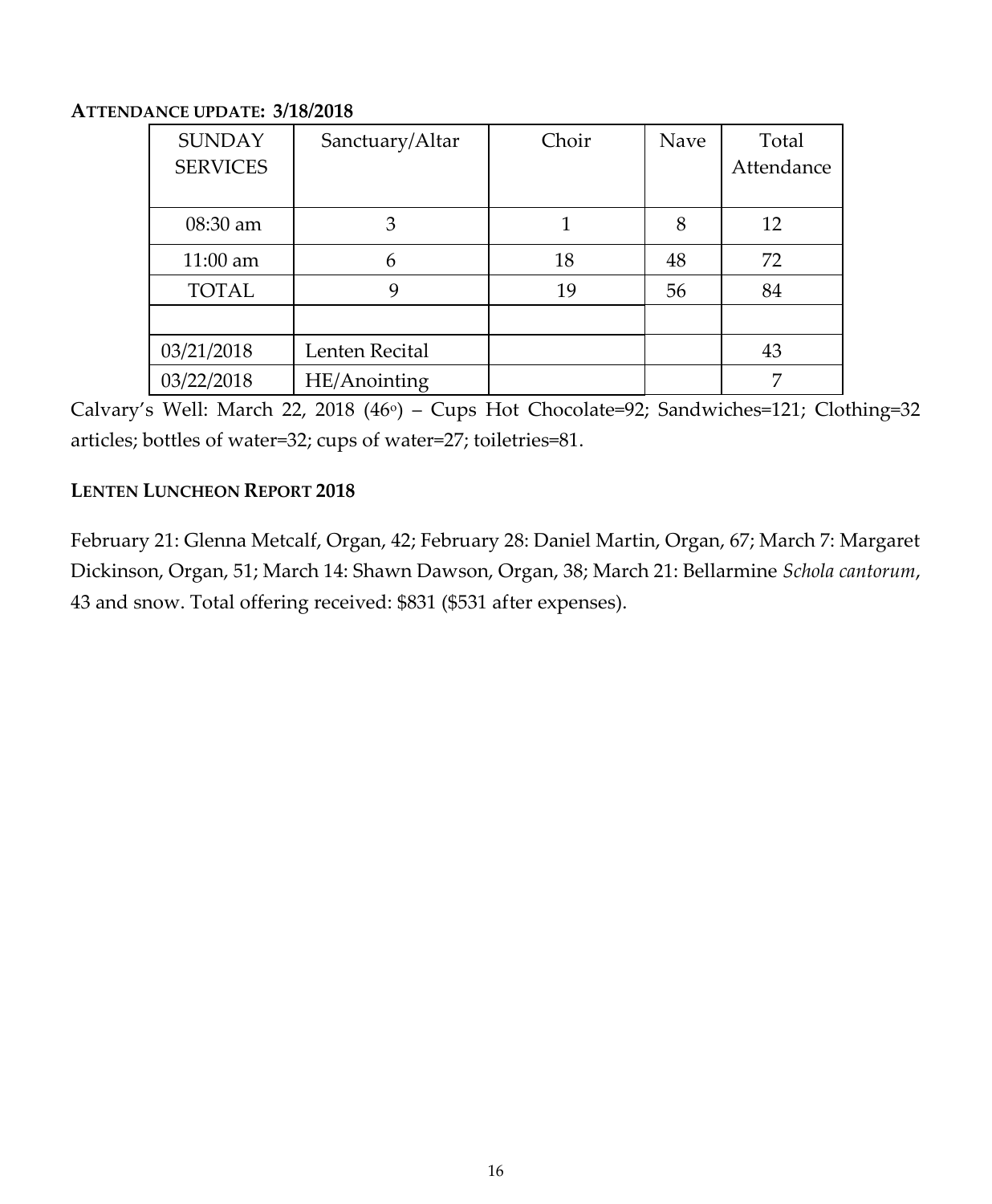**ATTENDANCE UPDATE: 3/18/2018**

| SUNDAY SERVICES | Sanctuary/Altar | Choir | Nave | Total Attendance |
|---|---|---|---|---|
| 08:30 am | 3 | 1 | 8 | 12 |
| 11:00 am | 6 | 18 | 48 | 72 |
| TOTAL | 9 | 19 | 56 | 84 |
| | | | | |
| 03/21/2018 | Lenten Recital | | | 43 |
| 03/22/2018 | HE/Anointing | | | 7 |

Calvary's Well: March 22, 2018 (46°) – Cups Hot Chocolate=92; Sandwiches=121; Clothing=32 articles; bottles of water=32; cups of water=27; toiletries=81.

**LENTEN LUNCHEON REPORT 2018**

February 21: Glenna Metcalf, Organ, 42; February 28: Daniel Martin, Organ, 67; March 7: Margaret Dickinson, Organ, 51; March 14: Shawn Dawson, Organ, 38; March 21: Bellarmine *Schola cantorum*, 43 and snow. Total offering received: $831 ($531 after expenses).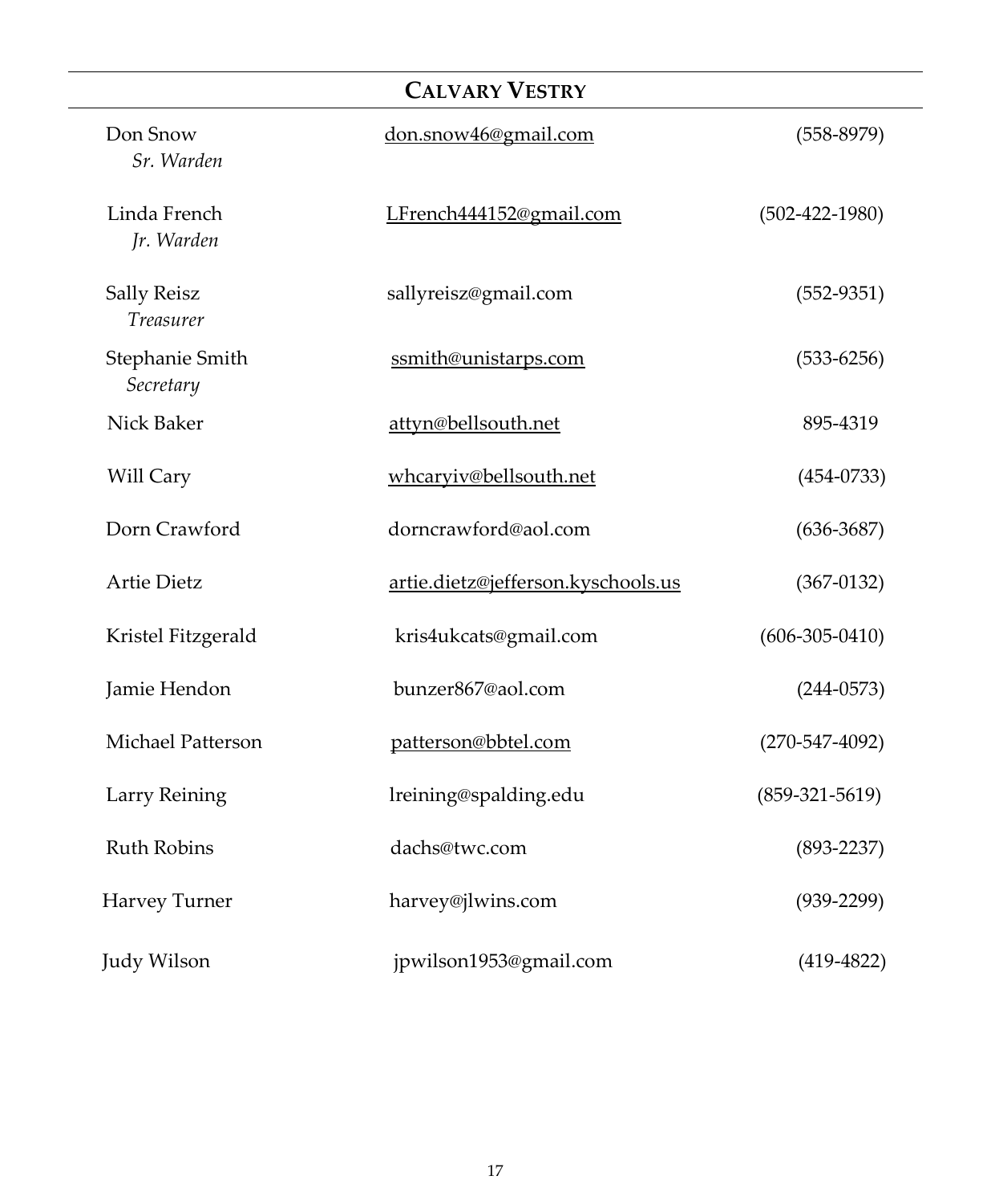## CALVARY VESTRY

| | | |
|---|---|---|
| Don Snow<br>*Sr. Warden* | don.snow46@gmail.com | (558-8979) |
| Linda French<br>*Jr. Warden* | LFrench444152@gmail.com | (502-422-1980) |
| Sally Reisz<br>*Treasurer* | sallyreisz@gmail.com | (552-9351) |
| Stephanie Smith<br>*Secretary* | ssmith@unistarps.com | (533-6256) |
| Nick Baker | attyn@bellsouth.net | 895-4319 |
| Will Cary | whcaryiv@bellsouth.net | (454-0733) |
| Dorn Crawford | dorncrawford@aol.com | (636-3687) |
| Artie Dietz | artie.dietz@jefferson.kyschools.us | (367-0132) |
| Kristel Fitzgerald | kris4ukcats@gmail.com | (606-305-0410) |
| Jamie Hendon | bunzer867@aol.com | (244-0573) |
| Michael Patterson | patterson@bbtel.com | (270-547-4092) |
| Larry Reining | lreining@spalding.edu | (859-321-5619) |
| Ruth Robins | dachs@twc.com | (893-2237) |
| Harvey Turner | harvey@jlwins.com | (939-2299) |
| Judy Wilson | jpwilson1953@gmail.com | (419-4822) |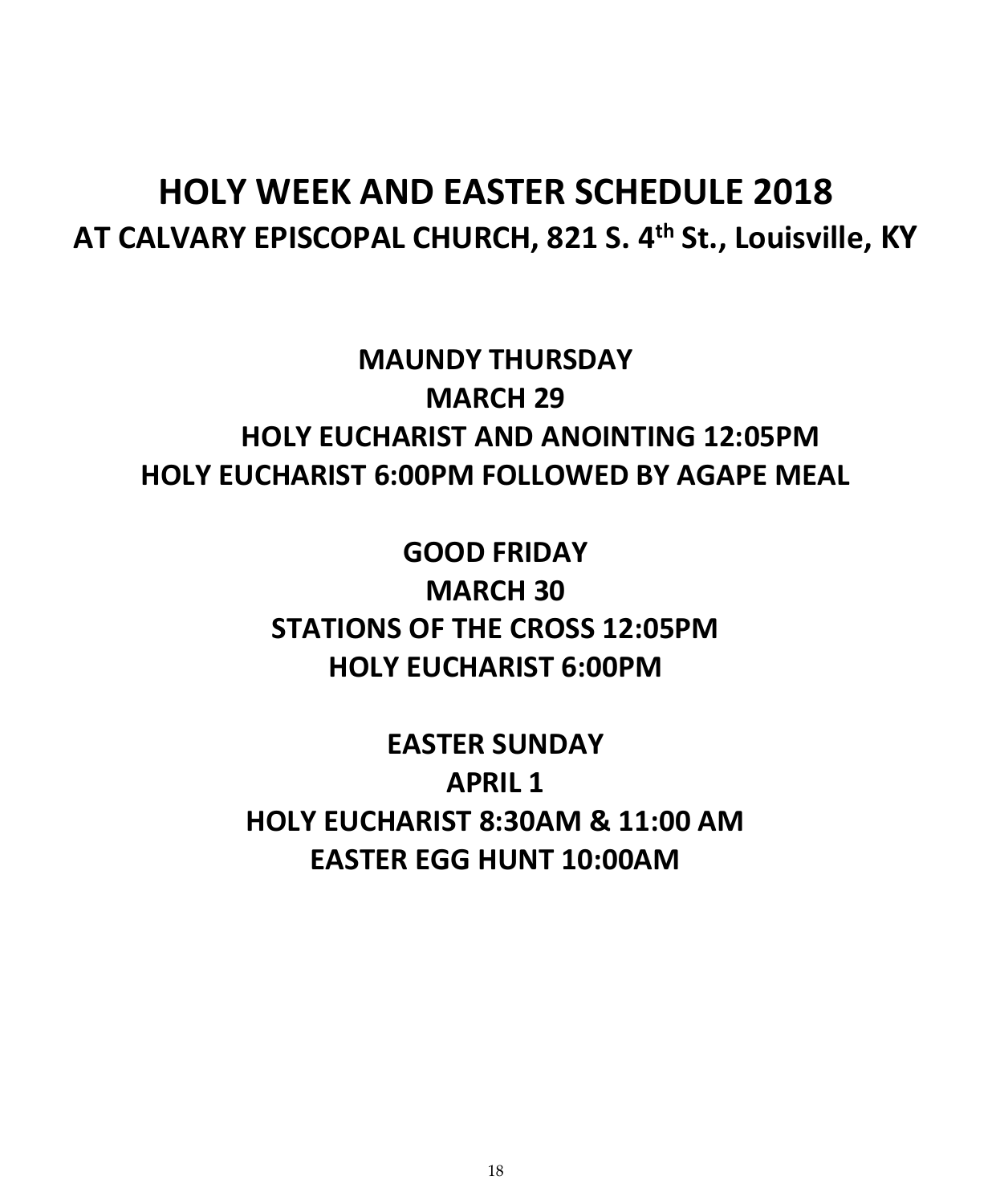# HOLY WEEK AND EASTER SCHEDULE 2018

## AT CALVARY EPISCOPAL CHURCH, 821 S. 4th St., Louisville, KY

**MAUNDY THURSDAY**

**MARCH 29**

**HOLY EUCHARIST AND ANOINTING 12:05PM**

**HOLY EUCHARIST 6:00PM FOLLOWED BY AGAPE MEAL**

**GOOD FRIDAY**

**MARCH 30**

**STATIONS OF THE CROSS 12:05PM**

**HOLY EUCHARIST 6:00PM**

**EASTER SUNDAY**

**APRIL 1**

**HOLY EUCHARIST 8:30AM & 11:00 AM**

**EASTER EGG HUNT 10:00AM**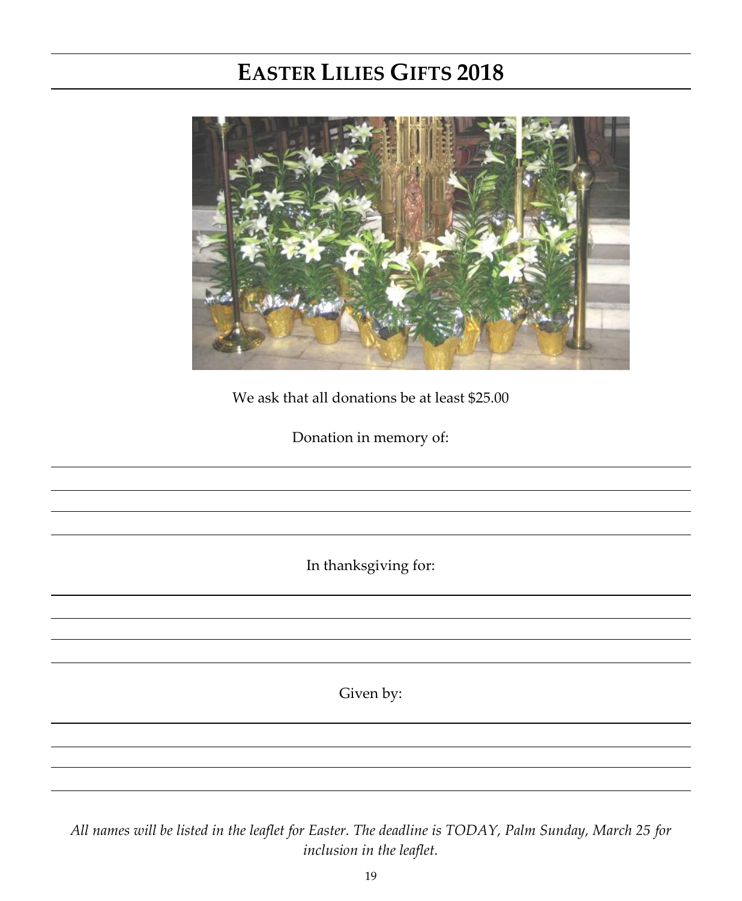# EASTER LILIES GIFTS 2018

We ask that all donations be at least $25.00

Donation in memory of:

In thanksgiving for:

Given by:

*All names will be listed in the leaflet for Easter. The deadline is TODAY, Palm Sunday, March 25 for inclusion in the leaflet.*